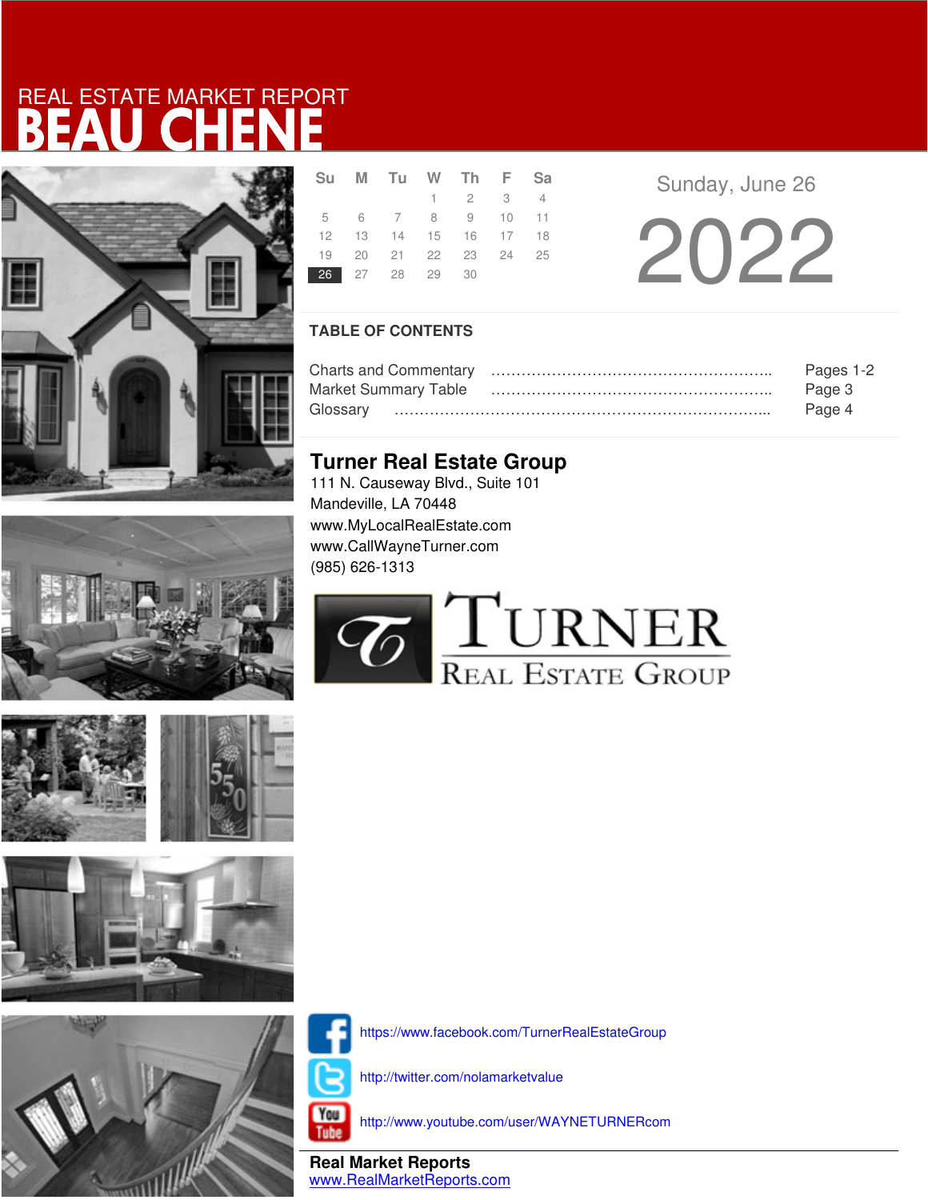REAL ESTATE MARKET REPORT

# BEAU CHENE

| Su | M | Tu | W | Th | F | Sa |
|---|---|---|---|---|---|---|
| | | | 1 | 2 | 3 | 4 |
| 5 | 6 | 7 | 8 | 9 | 10 | 11 |
| 12 | 13 | 14 | 15 | 16 | 17 | 18 |
| 19 | 20 | 21 | 22 | 23 | 24 | 25 |
| **26** | 27 | 28 | 29 | 30 | | |

Sunday, June 26

2022

## TABLE OF CONTENTS

| | |
|---|---|
| Charts and Commentary | Pages 1-2 |
| Market Summary Table | Page 3 |
| Glossary | Page 4 |

## Turner Real Estate Group

111 N. Causeway Blvd., Suite 101
Mandeville, LA 70448
www.MyLocalRealEstate.com
www.CallWayneTurner.com
(985) 626-1313

TURNER REAL ESTATE GROUP

https://www.facebook.com/TurnerRealEstateGroup

http://twitter.com/nolamarketvalue

http://www.youtube.com/user/WAYNETURNERcom

**Real Market Reports**
www.RealMarketReports.com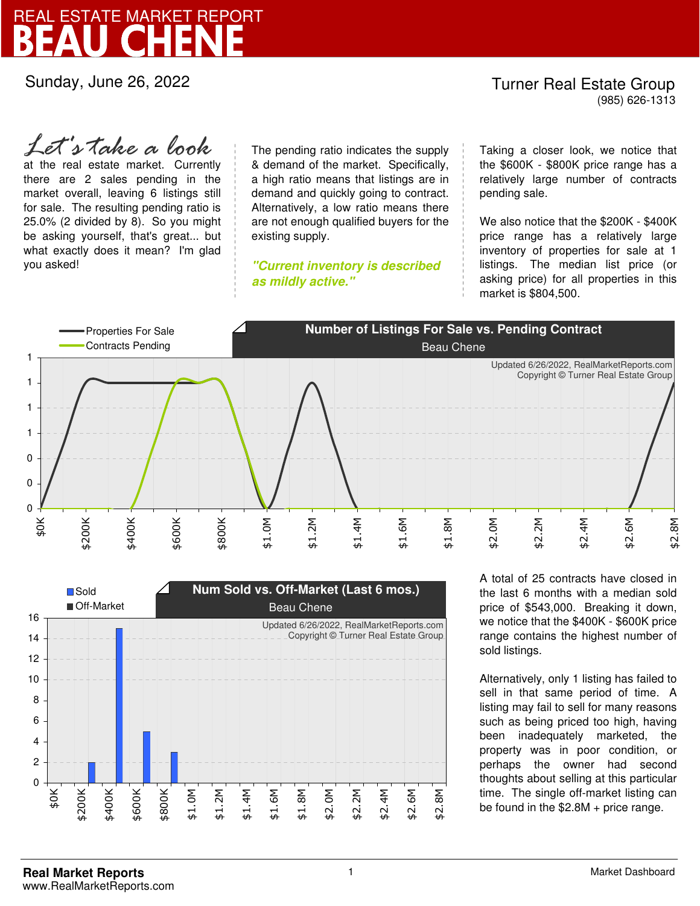# REAL ESTATE MARKET REPORT
# BEAU CHENE

Sunday, June 26, 2022

**Turner Real Estate Group**
(985) 626-1313

*Let's take a look* at the real estate market. Currently there are 2 sales pending in the market overall, leaving 6 listings still for sale. The resulting pending ratio is 25.0% (2 divided by 8). So you might be asking yourself, that's great... but what exactly does it mean? I'm glad you asked!

The pending ratio indicates the supply & demand of the market. Specifically, a high ratio means that listings are in demand and quickly going to contract. Alternatively, a low ratio means there are not enough qualified buyers for the existing supply.

***"Current inventory is described as mildly active."***

Taking a closer look, we notice that the $600K - $800K price range has a relatively large number of contracts pending sale.

We also notice that the $200K - $400K price range has a relatively large inventory of properties for sale at 1 listings. The median list price (or asking price) for all properties in this market is $804,500.

**Number of Listings For Sale vs. Pending Contract**
Beau Chene

Updated 6/26/2022, RealMarketReports.com
Copyright © Turner Real Estate Group

**Num Sold vs. Off-Market (Last 6 mos.)**
Beau Chene

Updated 6/26/2022, RealMarketReports.com
Copyright © Turner Real Estate Group

A total of 25 contracts have closed in the last 6 months with a median sold price of $543,000. Breaking it down, we notice that the $400K - $600K price range contains the highest number of sold listings.

Alternatively, only 1 listing has failed to sell in that same period of time. A listing may fail to sell for many reasons such as being priced too high, having been inadequately marketed, the property was in poor condition, or perhaps the owner had second thoughts about selling at this particular time. The single off-market listing can be found in the $2.8M + price range.

**Real Market Reports**
www.RealMarketReports.com

Market Dashboard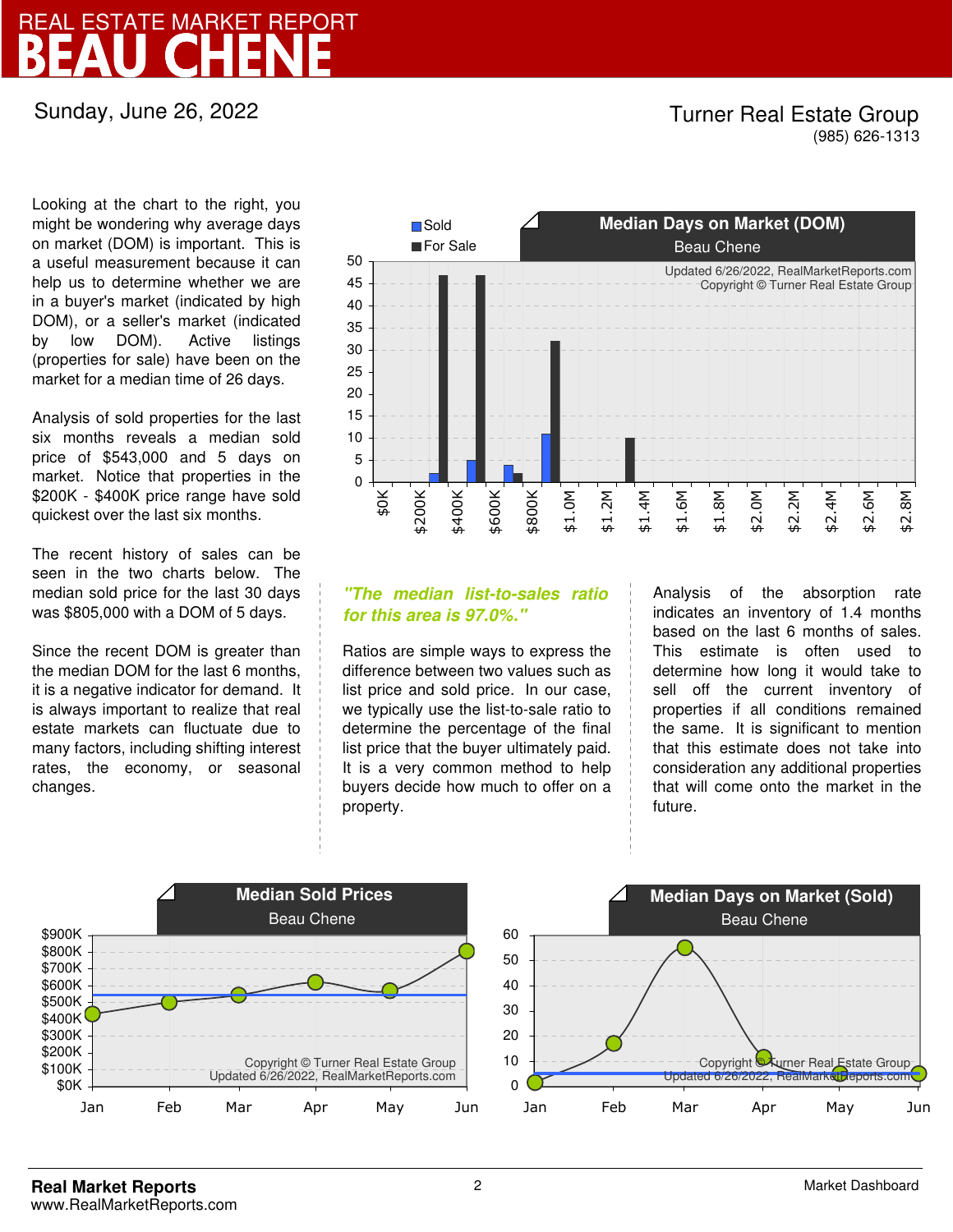# REAL ESTATE MARKET REPORT
# BEAU CHENE

Sunday, June 26, 2022

Turner Real Estate Group
(985) 626-1313

Looking at the chart to the right, you might be wondering why average days on market (DOM) is important. This is a useful measurement because it can help us to determine whether we are in a buyer's market (indicated by high DOM), or a seller's market (indicated by low DOM). Active listings (properties for sale) have been on the market for a median time of 26 days.

Analysis of sold properties for the last six months reveals a median sold price of $543,000 and 5 days on market. Notice that properties in the $200K - $400K price range have sold quickest over the last six months.

The recent history of sales can be seen in the two charts below. The median sold price for the last 30 days was $805,000 with a DOM of 5 days.

Since the recent DOM is greater than the median DOM for the last 6 months, it is a negative indicator for demand. It is always important to realize that real estate markets can fluctuate due to many factors, including shifting interest rates, the economy, or seasonal changes.

**Median Days on Market (DOM)**
Beau Chene

Sold / For Sale

Updated 6/26/2022, RealMarketReports.com
Copyright © Turner Real Estate Group

*"The median list-to-sales ratio for this area is 97.0%."*

Ratios are simple ways to express the difference between two values such as list price and sold price. In our case, we typically use the list-to-sale ratio to determine the percentage of the final list price that the buyer ultimately paid. It is a very common method to help buyers decide how much to offer on a property.

Analysis of the absorption rate indicates an inventory of 1.4 months based on the last 6 months of sales. This estimate is often used to determine how long it would take to sell off the current inventory of properties if all conditions remained the same. It is significant to mention that this estimate does not take into consideration any additional properties that will come onto the market in the future.

**Median Sold Prices**
Beau Chene

Copyright © Turner Real Estate Group
Updated 6/26/2022, RealMarketReports.com

**Median Days on Market (Sold)**
Beau Chene

Copyright © Turner Real Estate Group
Updated 6/26/2022, RealMarketReports.com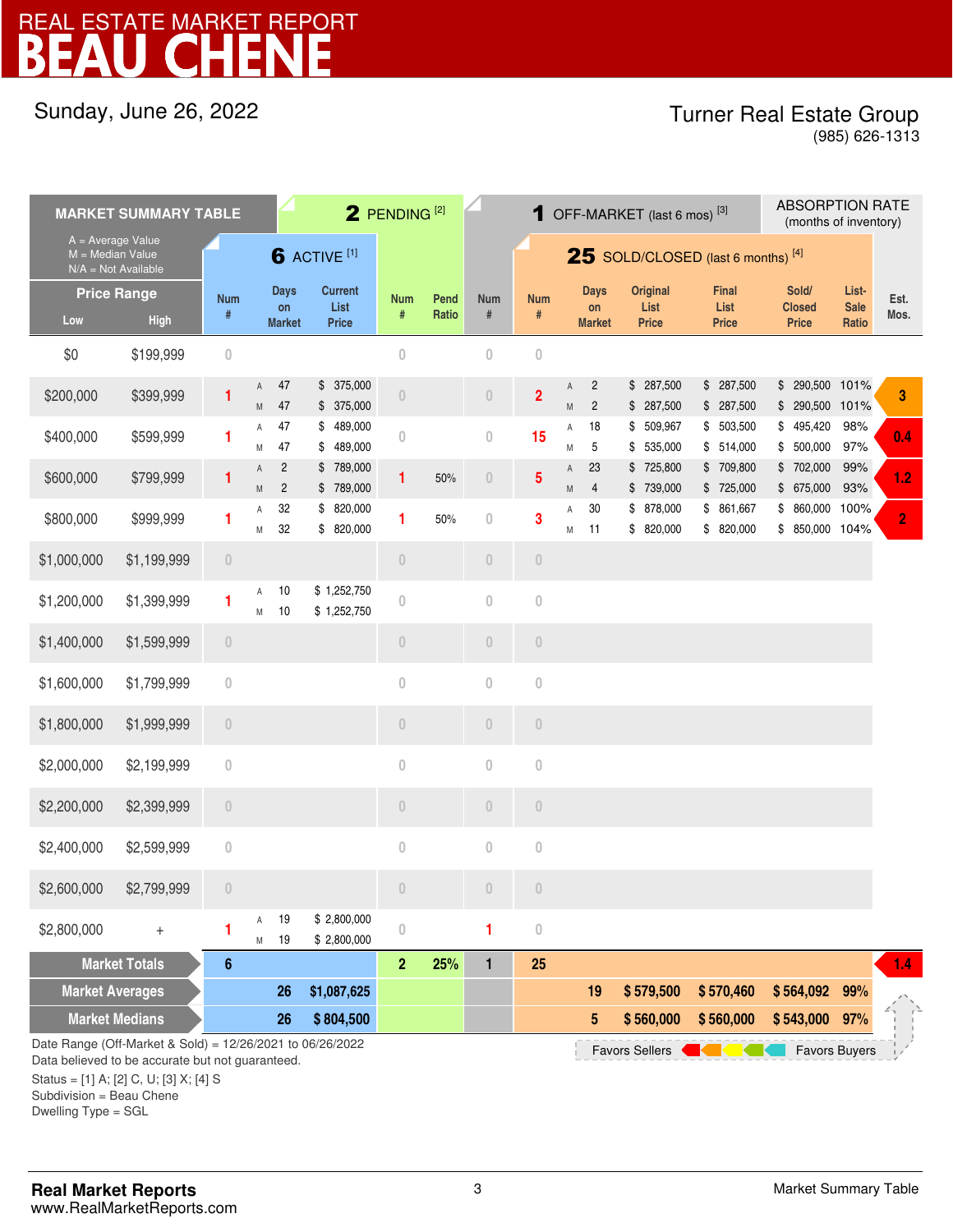# REAL ESTATE MARKET REPORT
# BEAU CHENE

Sunday, June 26, 2022

Turner Real Estate Group
(985) 626-1313

## MARKET SUMMARY TABLE

A = Average Value
M = Median Value
N/A = Not Available

| Price Range Low | Price Range High | ACTIVE [1] (6) Num # | A/M | Days on Market | Current List Price | PENDING [2] (2) Num # | Pend Ratio | OFF-MARKET (last 6 mos) [3] (1) Num # | SOLD/CLOSED (last 6 months) [4] (25) Num # | A/M | Days on Market | Original List Price | Final List Price | Sold/ Closed Price | List-Sale Ratio | ABSORPTION RATE (months of inventory) Est. Mos. |
|---|---|---|---|---|---|---|---|---|---|---|---|---|---|---|---|---|
| $0 | $199,999 | 0 | | | | 0 | | 0 | 0 | | | | | | | |
| $200,000 | $399,999 | 1 | A | 47 | $ 375,000 | 0 | | 0 | 2 | A | 2 | $ 287,500 | $ 287,500 | $ 290,500 | 101% | 3 |
| | | | M | 47 | $ 375,000 | | | | | M | 2 | $ 287,500 | $ 287,500 | $ 290,500 | 101% | |
| $400,000 | $599,999 | 1 | A | 47 | $ 489,000 | 0 | | 0 | 15 | A | 18 | $ 509,967 | $ 503,500 | $ 495,420 | 98% | 0.4 |
| | | | M | 47 | $ 489,000 | | | | | M | 5 | $ 535,000 | $ 514,000 | $ 500,000 | 97% | |
| $600,000 | $799,999 | 1 | A | 2 | $ 789,000 | 1 | 50% | 0 | 5 | A | 23 | $ 725,800 | $ 709,800 | $ 702,000 | 99% | 1.2 |
| | | | M | 2 | $ 789,000 | | | | | M | 4 | $ 739,000 | $ 725,000 | $ 675,000 | 93% | |
| $800,000 | $999,999 | 1 | A | 32 | $ 820,000 | 1 | 50% | 0 | 3 | A | 30 | $ 878,000 | $ 861,667 | $ 860,000 | 100% | 2 |
| | | | M | 32 | $ 820,000 | | | | | M | 11 | $ 820,000 | $ 820,000 | $ 850,000 | 104% | |
| $1,000,000 | $1,199,999 | 0 | | | | 0 | | 0 | 0 | | | | | | | |
| $1,200,000 | $1,399,999 | 1 | A | 10 | $ 1,252,750 | 0 | | 0 | 0 | | | | | | | |
| | | | M | 10 | $ 1,252,750 | | | | | | | | | | | |
| $1,400,000 | $1,599,999 | 0 | | | | 0 | | 0 | 0 | | | | | | | |
| $1,600,000 | $1,799,999 | 0 | | | | 0 | | 0 | 0 | | | | | | | |
| $1,800,000 | $1,999,999 | 0 | | | | 0 | | 0 | 0 | | | | | | | |
| $2,000,000 | $2,199,999 | 0 | | | | 0 | | 0 | 0 | | | | | | | |
| $2,200,000 | $2,399,999 | 0 | | | | 0 | | 0 | 0 | | | | | | | |
| $2,400,000 | $2,599,999 | 0 | | | | 0 | | 0 | 0 | | | | | | | |
| $2,600,000 | $2,799,999 | 0 | | | | 0 | | 0 | 0 | | | | | | | |
| $2,800,000 | + | 1 | A | 19 | $ 2,800,000 | 0 | | 1 | 0 | | | | | | | |
| | | | M | 19 | $ 2,800,000 | | | | | | | | | | | |
| **Market Totals** | | **6** | | | | **2** | **25%** | **1** | **25** | | | | | | | **1.4** |
| **Market Averages** | | | | **26** | **$1,087,625** | | | | | | **19** | **$ 579,500** | **$ 570,460** | **$ 564,092** | **99%** | |
| **Market Medians** | | | | **26** | **$ 804,500** | | | | | | **5** | **$ 560,000** | **$ 560,000** | **$ 543,000** | **97%** | |

Favors Sellers ← → Favors Buyers

Date Range (Off-Market & Sold) = 12/26/2021 to 06/26/2022
Data believed to be accurate but not guaranteed.
Status = [1] A; [2] C, U; [3] X; [4] S
Subdivision = Beau Chene
Dwelling Type = SGL

**Real Market Reports**
www.RealMarketReports.com

Market Summary Table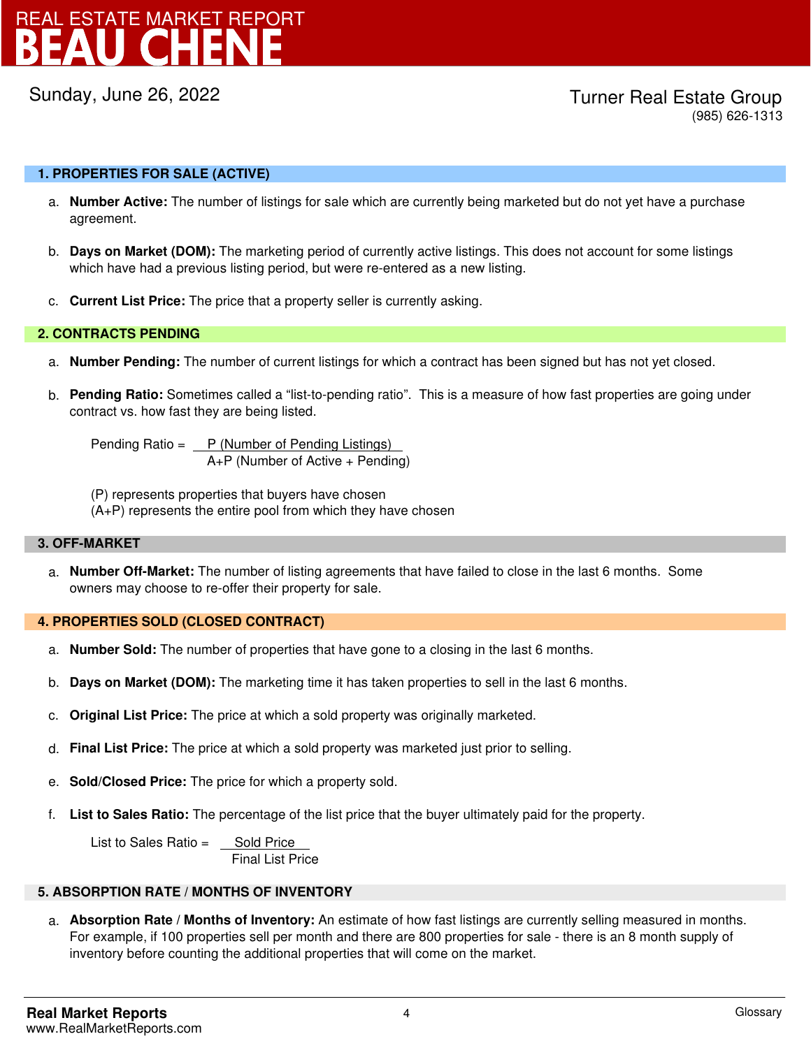# REAL ESTATE MARKET REPORT
# BEAU CHENE

Sunday, June 26, 2022

Turner Real Estate Group
(985) 626-1313

## 1. PROPERTIES FOR SALE (ACTIVE)

a. **Number Active:** The number of listings for sale which are currently being marketed but do not yet have a purchase agreement.

b. **Days on Market (DOM):** The marketing period of currently active listings. This does not account for some listings which have had a previous listing period, but were re-entered as a new listing.

c. **Current List Price:** The price that a property seller is currently asking.

## 2. CONTRACTS PENDING

a. **Number Pending:** The number of current listings for which a contract has been signed but has not yet closed.

b. **Pending Ratio:** Sometimes called a "list-to-pending ratio". This is a measure of how fast properties are going under contract vs. how fast they are being listed.

$$\text{Pending Ratio} = \frac{\text{P (Number of Pending Listings)}}{\text{A+P (Number of Active + Pending)}}$$

(P) represents properties that buyers have chosen
(A+P) represents the entire pool from which they have chosen

## 3. OFF-MARKET

a. **Number Off-Market:** The number of listing agreements that have failed to close in the last 6 months. Some owners may choose to re-offer their property for sale.

## 4. PROPERTIES SOLD (CLOSED CONTRACT)

a. **Number Sold:** The number of properties that have gone to a closing in the last 6 months.

b. **Days on Market (DOM):** The marketing time it has taken properties to sell in the last 6 months.

c. **Original List Price:** The price at which a sold property was originally marketed.

d. **Final List Price:** The price at which a sold property was marketed just prior to selling.

e. **Sold/Closed Price:** The price for which a property sold.

f. **List to Sales Ratio:** The percentage of the list price that the buyer ultimately paid for the property.

$$\text{List to Sales Ratio} = \frac{\text{Sold Price}}{\text{Final List Price}}$$

## 5. ABSORPTION RATE / MONTHS OF INVENTORY

a. **Absorption Rate / Months of Inventory:** An estimate of how fast listings are currently selling measured in months. For example, if 100 properties sell per month and there are 800 properties for sale - there is an 8 month supply of inventory before counting the additional properties that will come on the market.